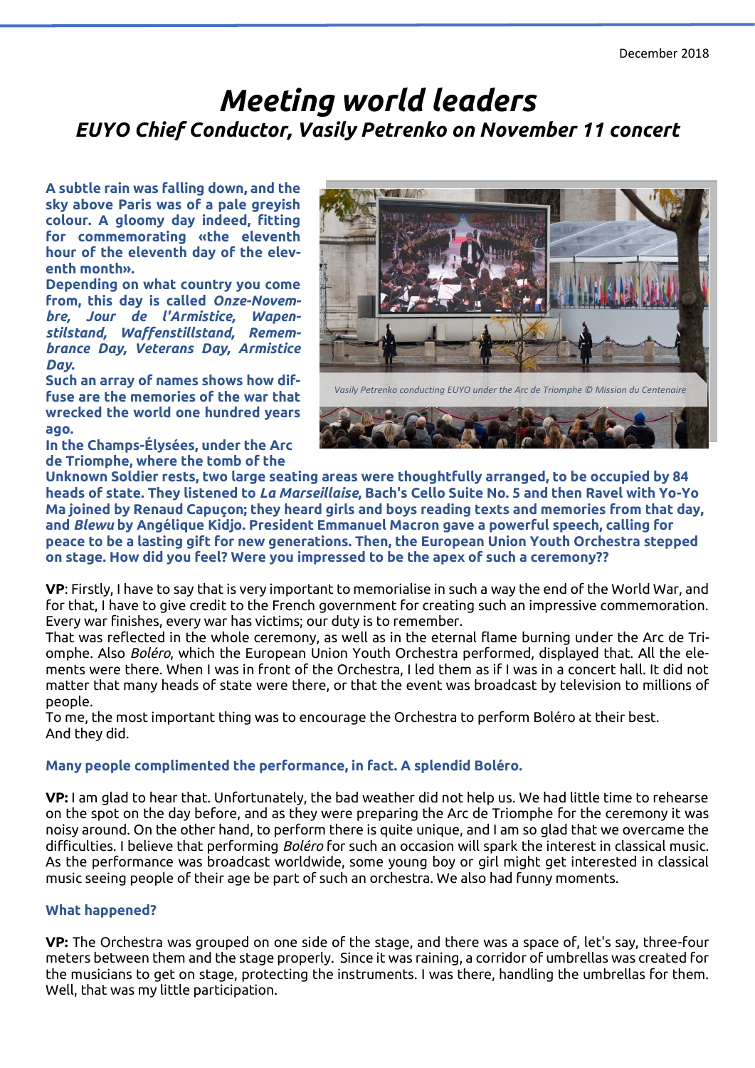December 2018

# *Meeting world leaders*

## *EUYO Chief Conductor, Vasily Petrenko on November 11 concert*

**A subtle rain was falling down, and the sky above Paris was of a pale greyish colour. A gloomy day indeed, fitting for commemorating «the eleventh hour of the eleventh day of the eleventh month».**

**Depending on what country you come from, this day is called *Onze-Novembre, Jour de l'Armistice, Wapenstilstand, Waffenstillstand, Remembrance Day, Veterans Day, Armistice Day.***

**Such an array of names shows how diffuse are the memories of the war that wrecked the world one hundred years ago.**

**In the Champs-Élysées, under the Arc de Triomphe, where the tomb of the Unknown Soldier rests, two large seating areas were thoughtfully arranged, to be occupied by 84 heads of state. They listened to *La Marseillaise*, Bach's Cello Suite No. 5 and then Ravel with Yo-Yo Ma joined by Renaud Capuçon; they heard girls and boys reading texts and memories from that day, and *Blewu* by Angélique Kidjo. President Emmanuel Macron gave a powerful speech, calling for peace to be a lasting gift for new generations. Then, the European Union Youth Orchestra stepped on stage. How did you feel? Were you impressed to be the apex of such a ceremony??**

*Vasily Petrenko conducting EUYO under the Arc de Triomphe © Mission du Centenaire*

**VP**: Firstly, I have to say that is very important to memorialise in such a way the end of the World War, and for that, I have to give credit to the French government for creating such an impressive commemoration. Every war finishes, every war has victims; our duty is to remember.

That was reflected in the whole ceremony, as well as in the eternal flame burning under the Arc de Triomphe. Also *Boléro*, which the European Union Youth Orchestra performed, displayed that. All the elements were there. When I was in front of the Orchestra, I led them as if I was in a concert hall. It did not matter that many heads of state were there, or that the event was broadcast by television to millions of people.

To me, the most important thing was to encourage the Orchestra to perform Boléro at their best. And they did.

**Many people complimented the performance, in fact. A splendid Boléro.**

**VP:** I am glad to hear that. Unfortunately, the bad weather did not help us. We had little time to rehearse on the spot on the day before, and as they were preparing the Arc de Triomphe for the ceremony it was noisy around. On the other hand, to perform there is quite unique, and I am so glad that we overcame the difficulties. I believe that performing *Boléro* for such an occasion will spark the interest in classical music. As the performance was broadcast worldwide, some young boy or girl might get interested in classical music seeing people of their age be part of such an orchestra. We also had funny moments.

**What happened?**

**VP:** The Orchestra was grouped on one side of the stage, and there was a space of, let's say, three-four meters between them and the stage properly. Since it was raining, a corridor of umbrellas was created for the musicians to get on stage, protecting the instruments. I was there, handling the umbrellas for them. Well, that was my little participation.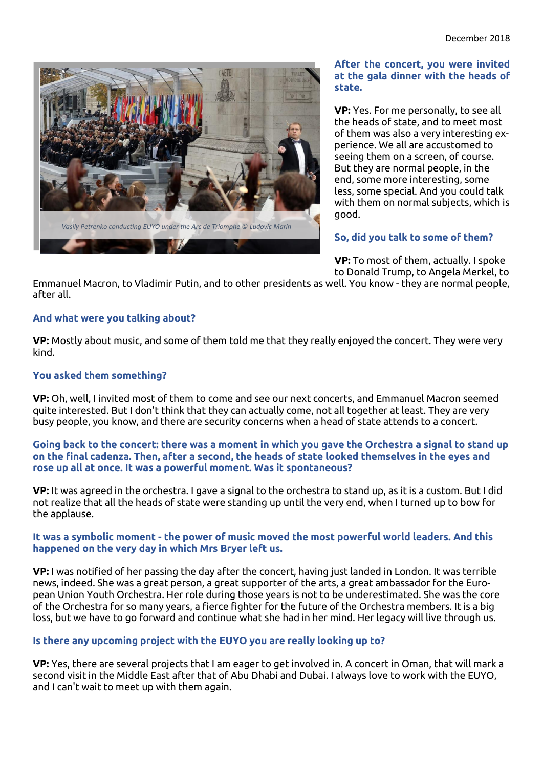Vasily Petrenko conducting EUYO under the Arc de Triomphe © Ludovic Marin

**After the concert, you were invited at the gala dinner with the heads of state.**

**VP:** Yes. For me personally, to see all the heads of state, and to meet most of them was also a very interesting experience. We all are accustomed to seeing them on a screen, of course. But they are normal people, in the end, some more interesting, some less, some special. And you could talk with them on normal subjects, which is good.

**So, did you talk to some of them?**

**VP:** To most of them, actually. I spoke to Donald Trump, to Angela Merkel, to Emmanuel Macron, to Vladimir Putin, and to other presidents as well. You know - they are normal people, after all.

**And what were you talking about?**

**VP:** Mostly about music, and some of them told me that they really enjoyed the concert. They were very kind.

**You asked them something?**

**VP:** Oh, well, I invited most of them to come and see our next concerts, and Emmanuel Macron seemed quite interested. But I don't think that they can actually come, not all together at least. They are very busy people, you know, and there are security concerns when a head of state attends to a concert.

**Going back to the concert: there was a moment in which you gave the Orchestra a signal to stand up on the final cadenza. Then, after a second, the heads of state looked themselves in the eyes and rose up all at once. It was a powerful moment. Was it spontaneous?**

**VP:** It was agreed in the orchestra. I gave a signal to the orchestra to stand up, as it is a custom. But I did not realize that all the heads of state were standing up until the very end, when I turned up to bow for the applause.

**It was a symbolic moment - the power of music moved the most powerful world leaders. And this happened on the very day in which Mrs Bryer left us.**

**VP:** I was notified of her passing the day after the concert, having just landed in London. It was terrible news, indeed. She was a great person, a great supporter of the arts, a great ambassador for the European Union Youth Orchestra. Her role during those years is not to be underestimated. She was the core of the Orchestra for so many years, a fierce fighter for the future of the Orchestra members. It is a big loss, but we have to go forward and continue what she had in her mind. Her legacy will live through us.

**Is there any upcoming project with the EUYO you are really looking up to?**

**VP:** Yes, there are several projects that I am eager to get involved in. A concert in Oman, that will mark a second visit in the Middle East after that of Abu Dhabi and Dubai. I always love to work with the EUYO, and I can't wait to meet up with them again.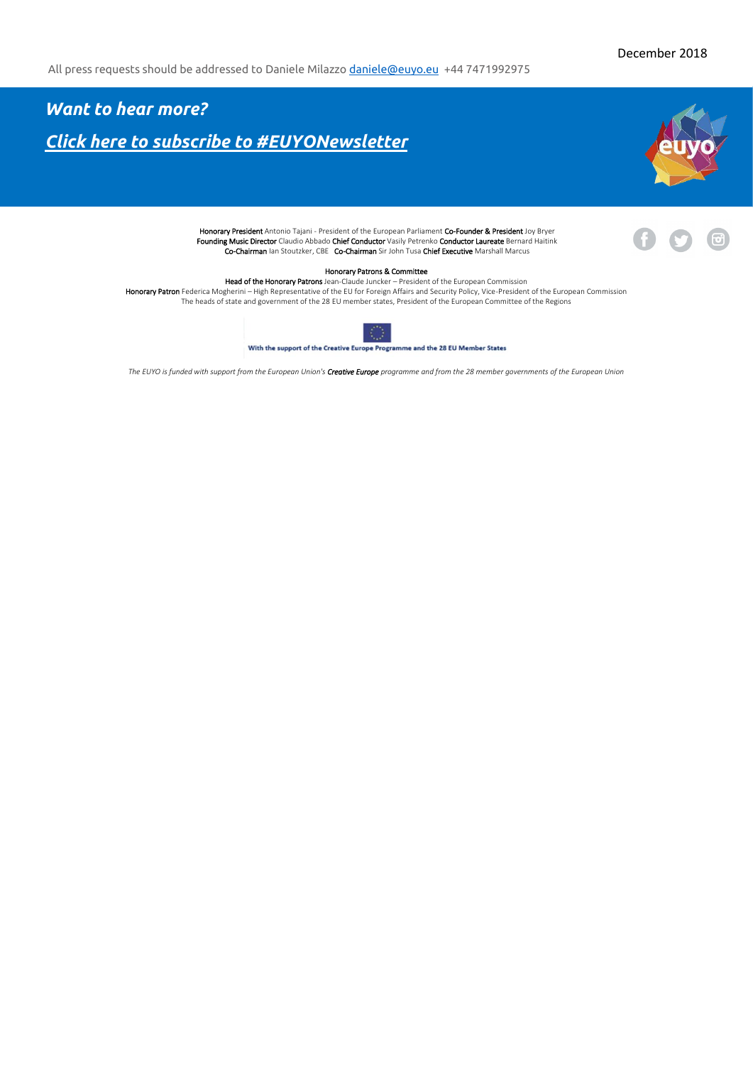December 2018

All press requests should be addressed to Daniele Milazzo daniele@euyo.eu +44 7471992975

***Want to hear more?***

***Click here to subscribe to #EUYONewsletter***

**Honorary President** Antonio Tajani - President of the European Parliament **Co-Founder & President** Joy Bryer
**Founding Music Director** Claudio Abbado **Chief Conductor** Vasily Petrenko **Conductor Laureate** Bernard Haitink
**Co-Chairman** Ian Stoutzker, CBE **Co-Chairman** Sir John Tusa **Chief Executive** Marshall Marcus

**Honorary Patrons & Committee**
**Head of the Honorary Patrons** Jean-Claude Juncker – President of the European Commission
**Honorary Patron** Federica Mogherini – High Representative of the EU for Foreign Affairs and Security Policy, Vice-President of the European Commission
The heads of state and government of the 28 EU member states, President of the European Committee of the Regions

With the support of the Creative Europe Programme and the 28 EU Member States

*The EUYO is funded with support from the European Union's **Creative Europe** programme and from the 28 member governments of the European Union*